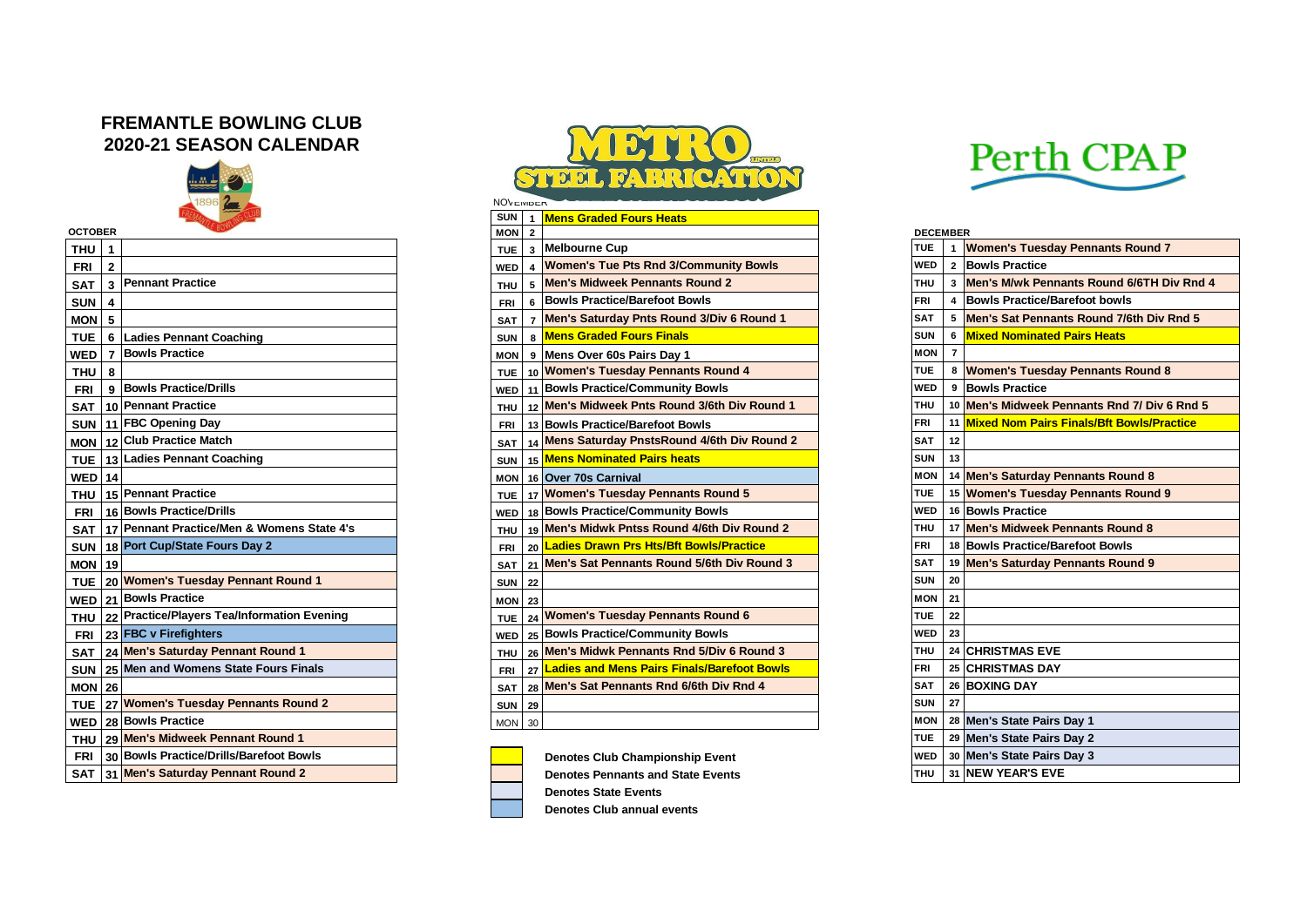# FREMANTLE BOWLING CLUB
# 2020-21 SEASON CALENDAR

**OCTOBER**

| Day | Date | Event |
|---|---|---|
| THU | 1 | |
| FRI | 2 | |
| SAT | 3 | Pennant Practice |
| SUN | 4 | |
| MON | 5 | |
| TUE | 6 | Ladies Pennant Coaching |
| WED | 7 | Bowls Practice |
| THU | 8 | |
| FRI | 9 | Bowls Practice/Drills |
| SAT | 10 | Pennant Practice |
| SUN | 11 | FBC Opening Day |
| MON | 12 | Club Practice Match |
| TUE | 13 | Ladies Pennant Coaching |
| WED | 14 | |
| THU | 15 | Pennant Practice |
| FRI | 16 | Bowls Practice/Drills |
| SAT | 17 | Pennant Practice/Men & Womens State 4's |
| SUN | 18 | Port Cup/State Fours Day 2 |
| MON | 19 | |
| TUE | 20 | Women's Tuesday Pennant Round 1 |
| WED | 21 | Bowls Practice |
| THU | 22 | Practice/Players Tea/Information Evening |
| FRI | 23 | FBC v Firefighters |
| SAT | 24 | Men's Saturday Pennant Round 1 |
| SUN | 25 | Men and Womens State Fours Finals |
| MON | 26 | |
| TUE | 27 | Women's Tuesday Pennants Round 2 |
| WED | 28 | Bowls Practice |
| THU | 29 | Men's Midweek Pennant Round 1 |
| FRI | 30 | Bowls Practice/Drills/Barefoot Bowls |
| SAT | 31 | Men's Saturday Pennant Round 2 |

METRO STEEL FABRICATION

**NOVEMBER**

| Day | Date | Event |
|---|---|---|
| SUN | 1 | Mens Graded Fours Heats |
| MON | 2 | |
| TUE | 3 | Melbourne Cup |
| WED | 4 | Women's Tue Pts Rnd 3/Community Bowls |
| THU | 5 | Men's Midweek Pennants Round 2 |
| FRI | 6 | Bowls Practice/Barefoot Bowls |
| SAT | 7 | Men's Saturday Pnts Round 3/Div 6 Round 1 |
| SUN | 8 | Mens Graded Fours Finals |
| MON | 9 | Mens Over 60s Pairs Day 1 |
| TUE | 10 | Women's Tuesday Pennants Round 4 |
| WED | 11 | Bowls Practice/Community Bowls |
| THU | 12 | Men's Midweek Pnts Round 3/6th Div Round 1 |
| FRI | 13 | Bowls Practice/Barefoot Bowls |
| SAT | 14 | Mens Saturday PnstsRound 4/6th Div Round 2 |
| SUN | 15 | Mens Nominated Pairs heats |
| MON | 16 | Over 70s Carnival |
| TUE | 17 | Women's Tuesday Pennants Round 5 |
| WED | 18 | Bowls Practice/Community Bowls |
| THU | 19 | Men's Midwk Pntss Round 4/6th Div Round 2 |
| FRI | 20 | Ladies Drawn Prs Hts/Bft Bowls/Practice |
| SAT | 21 | Men's Sat Pennants Round 5/6th Div Round 3 |
| SUN | 22 | |
| MON | 23 | |
| TUE | 24 | Women's Tuesday Pennants Round 6 |
| WED | 25 | Bowls Practice/Community Bowls |
| THU | 26 | Men's Midwk Pennants Rnd 5/Div 6 Round 3 |
| FRI | 27 | Ladies and Mens Pairs Finals/Barefoot Bowls |
| SAT | 28 | Men's Sat Pennants Rnd 6/6th Div Rnd 4 |
| SUN | 29 | |
| MON | 30 | |

Perth CPAP

**DECEMBER**

| Day | Date | Event |
|---|---|---|
| TUE | 1 | Women's Tuesday Pennants Round 7 |
| WED | 2 | Bowls Practice |
| THU | 3 | Men's M/wk Pennants Round 6/6TH Div Rnd 4 |
| FRI | 4 | Bowls Practice/Barefoot bowls |
| SAT | 5 | Men's Sat Pennants Round 7/6th Div Rnd 5 |
| SUN | 6 | Mixed Nominated Pairs Heats |
| MON | 7 | |
| TUE | 8 | Women's Tuesday Pennants Round 8 |
| WED | 9 | Bowls Practice |
| THU | 10 | Men's Midweek Pennants Rnd 7/ Div 6 Rnd 5 |
| FRI | 11 | Mixed Nom Pairs Finals/Bft Bowls/Practice |
| SAT | 12 | |
| SUN | 13 | |
| MON | 14 | Men's Saturday Pennants Round 8 |
| TUE | 15 | Women's Tuesday Pennants Round 9 |
| WED | 16 | Bowls Practice |
| THU | 17 | Men's Midweek Pennants Round 8 |
| FRI | 18 | Bowls Practice/Barefoot Bowls |
| SAT | 19 | Men's Saturday Pennants Round 9 |
| SUN | 20 | |
| MON | 21 | |
| TUE | 22 | |
| WED | 23 | |
| THU | 24 | CHRISTMAS EVE |
| FRI | 25 | CHRISTMAS DAY |
| SAT | 26 | BOXING DAY |
| SUN | 27 | |
| MON | 28 | Men's State Pairs Day 1 |
| TUE | 29 | Men's State Pairs Day 2 |
| WED | 30 | Men's State Pairs Day 3 |
| THU | 31 | NEW YEAR'S EVE |

**Legend:**

- Denotes Club Championship Event
- Denotes Pennants and State Events
- Denotes State Events
- Denotes Club annual events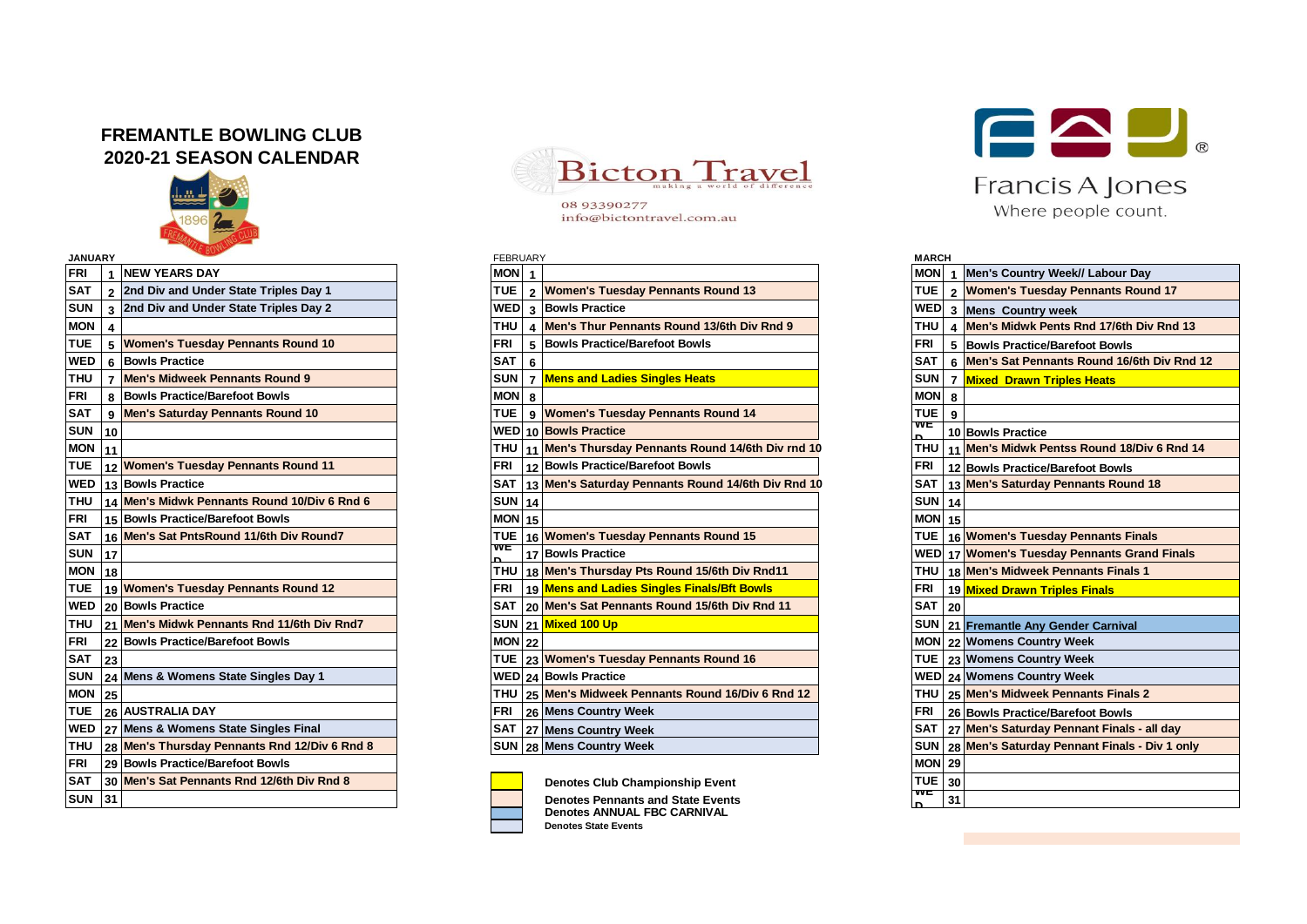# FREMANTLE BOWLING CLUB
# 2020-21 SEASON CALENDAR

Bicton Travel
making a world of difference
08 93390277
info@bictontravel.com.au

Francis A Jones
Where people count.

JANUARY

| | | |
|---|---|---|
| FRI | 1 | NEW YEARS DAY |
| SAT | 2 | 2nd Div and Under State Triples Day 1 |
| SUN | 3 | 2nd Div and Under State Triples Day 2 |
| MON | 4 | |
| TUE | 5 | Women's Tuesday Pennants Round 10 |
| WED | 6 | Bowls Practice |
| THU | 7 | Men's Midweek Pennants Round 9 |
| FRI | 8 | Bowls Practice/Barefoot Bowls |
| SAT | 9 | Men's Saturday Pennants Round 10 |
| SUN | 10 | |
| MON | 11 | |
| TUE | 12 | Women's Tuesday Pennants Round 11 |
| WED | 13 | Bowls Practice |
| THU | 14 | Men's Midwk Pennants Round 10/Div 6 Rnd 6 |
| FRI | 15 | Bowls Practice/Barefoot Bowls |
| SAT | 16 | Men's Sat PntsRound 11/6th Div Round7 |
| SUN | 17 | |
| MON | 18 | |
| TUE | 19 | Women's Tuesday Pennants Round 12 |
| WED | 20 | Bowls Practice |
| THU | 21 | Men's Midwk Pennants Rnd 11/6th Div Rnd7 |
| FRI | 22 | Bowls Practice/Barefoot Bowls |
| SAT | 23 | |
| SUN | 24 | Mens & Womens State Singles Day 1 |
| MON | 25 | |
| TUE | 26 | AUSTRALIA DAY |
| WED | 27 | Mens & Womens State Singles Final |
| THU | 28 | Men's Thursday Pennants Rnd 12/Div 6 Rnd 8 |
| FRI | 29 | Bowls Practice/Barefoot Bowls |
| SAT | 30 | Men's Sat Pennants Rnd 12/6th Div Rnd 8 |
| SUN | 31 | |

FEBRUARY

| | | |
|---|---|---|
| MON | 1 | |
| TUE | 2 | Women's Tuesday Pennants Round 13 |
| WED | 3 | Bowls Practice |
| THU | 4 | Men's Thur Pennants Round 13/6th Div Rnd 9 |
| FRI | 5 | Bowls Practice/Barefoot Bowls |
| SAT | 6 | |
| SUN | 7 | Mens and Ladies Singles Heats |
| MON | 8 | |
| TUE | 9 | Women's Tuesday Pennants Round 14 |
| WED | 10 | Bowls Practice |
| THU | 11 | Men's Thursday Pennants Round 14/6th Div rnd 10 |
| FRI | 12 | Bowls Practice/Barefoot Bowls |
| SAT | 13 | Men's Saturday Pennants Round 14/6th Div Rnd 10 |
| SUN | 14 | |
| MON | 15 | |
| TUE | 16 | Women's Tuesday Pennants Round 15 |
| WED | 17 | Bowls Practice |
| THU | 18 | Men's Thursday Pts Round 15/6th Div Rnd11 |
| FRI | 19 | Mens and Ladies Singles Finals/Bft Bowls |
| SAT | 20 | Men's Sat Pennants Round 15/6th Div Rnd 11 |
| SUN | 21 | Mixed 100 Up |
| MON | 22 | |
| TUE | 23 | Women's Tuesday Pennants Round 16 |
| WED | 24 | Bowls Practice |
| THU | 25 | Men's Midweek Pennants Round 16/Div 6 Rnd 12 |
| FRI | 26 | Mens Country Week |
| SAT | 27 | Mens Country Week |
| SUN | 28 | Mens Country Week |

Denotes Club Championship Event
Denotes Pennants and State Events
Denotes ANNUAL FBC CARNIVAL
Denotes State Events

MARCH

| | | |
|---|---|---|
| MON | 1 | Men's Country Week// Labour Day |
| TUE | 2 | Women's Tuesday Pennants Round 17 |
| WED | 3 | Mens Country week |
| THU | 4 | Men's Midwk Pents Rnd 17/6th Div Rnd 13 |
| FRI | 5 | Bowls Practice/Barefoot Bowls |
| SAT | 6 | Men's Sat Pennants Round 16/6th Div Rnd 12 |
| SUN | 7 | Mixed Drawn Triples Heats |
| MON | 8 | |
| TUE | 9 | |
| WED | 10 | Bowls Practice |
| THU | 11 | Men's Midwk Pentss Round 18/Div 6 Rnd 14 |
| FRI | 12 | Bowls Practice/Barefoot Bowls |
| SAT | 13 | Men's Saturday Pennants Round 18 |
| SUN | 14 | |
| MON | 15 | |
| TUE | 16 | Women's Tuesday Pennants Finals |
| WED | 17 | Women's Tuesday Pennants Grand Finals |
| THU | 18 | Men's Midweek Pennants Finals 1 |
| FRI | 19 | Mixed Drawn Triples Finals |
| SAT | 20 | |
| SUN | 21 | Fremantle Any Gender Carnival |
| MON | 22 | Womens Country Week |
| TUE | 23 | Womens Country Week |
| WED | 24 | Womens Country Week |
| THU | 25 | Men's Midweek Pennants Finals 2 |
| FRI | 26 | Bowls Practice/Barefoot Bowls |
| SAT | 27 | Men's Saturday Pennant Finals - all day |
| SUN | 28 | Men's Saturday Pennant Finals - Div 1 only |
| MON | 29 | |
| TUE | 30 | |
| WED | 31 | |